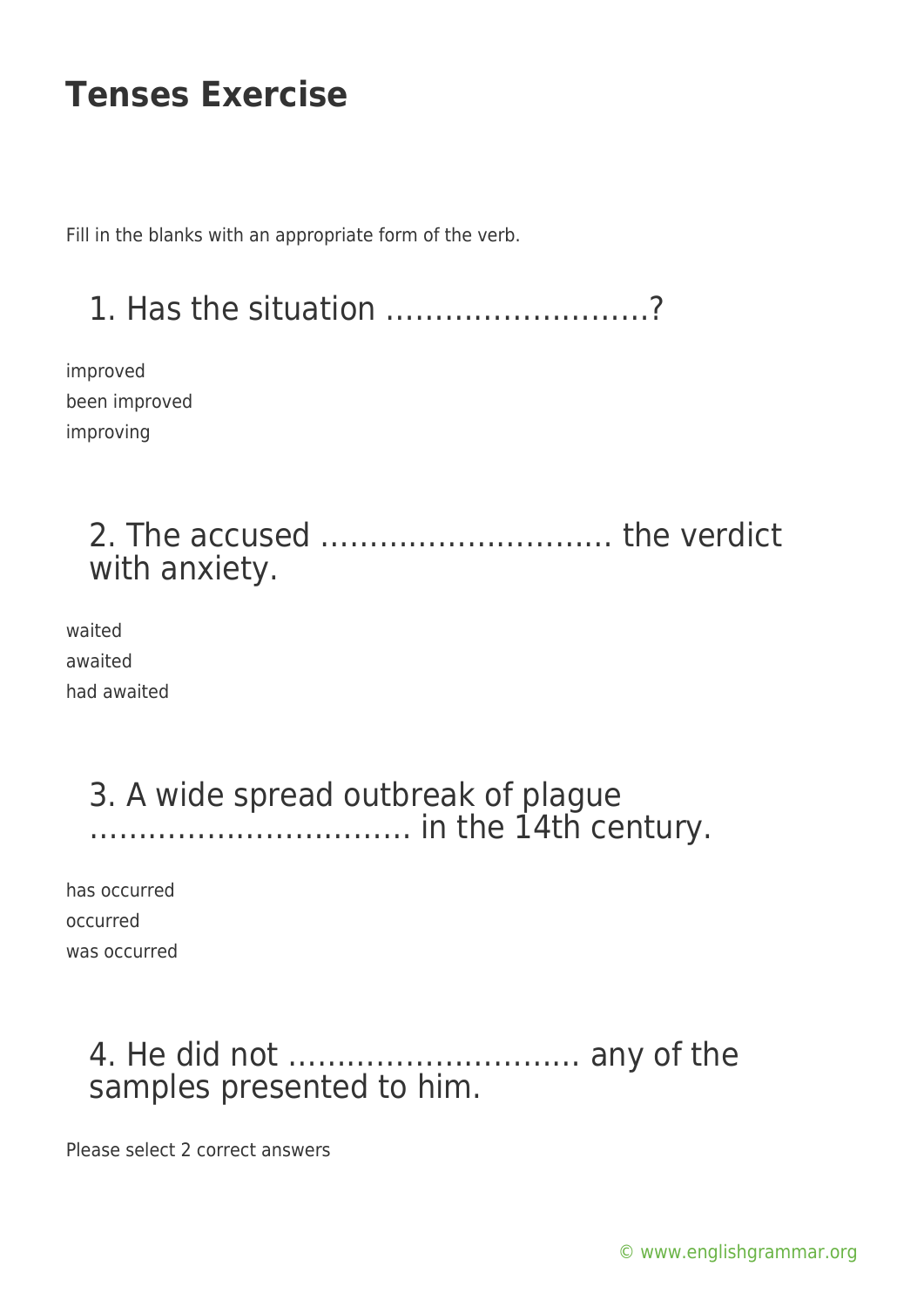# Tenses Exercise

Fill in the blanks with an appropriate form of the verb.

## 1. Has the situation ………………………?

improved
been improved
improving

## 2. The accused ……………………….. the verdict with anxiety.

waited
awaited
had awaited

## 3. A wide spread outbreak of plague …………………………… in the 14th century.

has occurred
occurred
was occurred

## 4. He did not ……………………….. any of the samples presented to him.

Please select 2 correct answers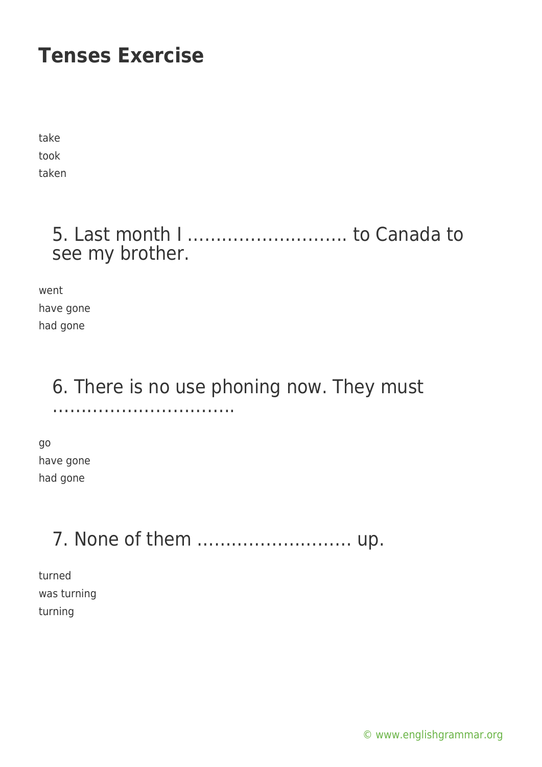# Tenses Exercise

take
took
taken

5. Last month I ………………………. to Canada to see my brother.

went
have gone
had gone

6. There is no use phoning now. They must ……………………………

go
have gone
had gone

7. None of them …………………….. up.

turned
was turning
turning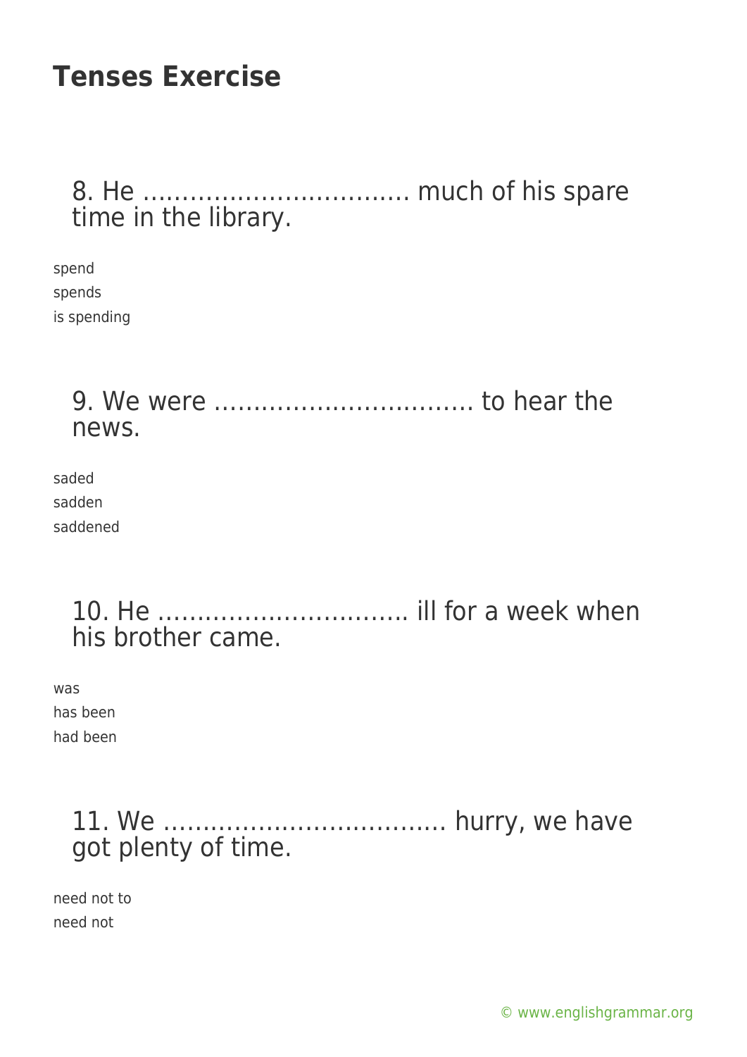## Tenses Exercise

### 8. He ……………………………. much of his spare time in the library.

spend
spends
is spending

### 9. We were ……………………………. to hear the news.

saded
sadden
saddened

### 10. He ………………………….. ill for a week when his brother came.

was
has been
had been

### 11. We ……………………………… hurry, we have got plenty of time.

need not to
need not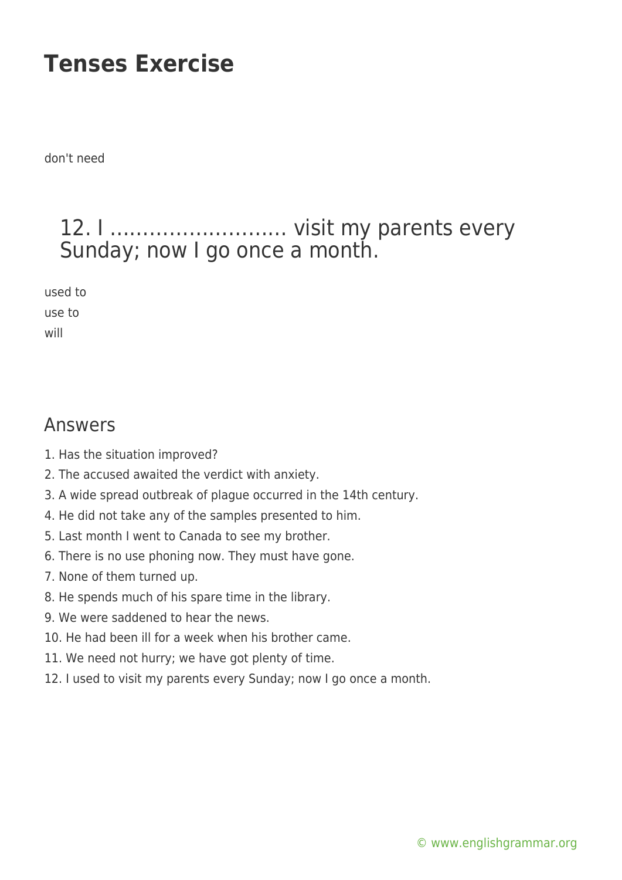don't need

## 12. I ……………………… visit my parents every Sunday; now I go once a month.

used to

use to

will

## Answers

1. Has the situation improved?
2. The accused awaited the verdict with anxiety.
3. A wide spread outbreak of plague occurred in the 14th century.
4. He did not take any of the samples presented to him.
5. Last month I went to Canada to see my brother.
6. There is no use phoning now. They must have gone.
7. None of them turned up.
8. He spends much of his spare time in the library.
9. We were saddened to hear the news.
10. He had been ill for a week when his brother came.
11. We need not hurry; we have got plenty of time.
12. I used to visit my parents every Sunday; now I go once a month.